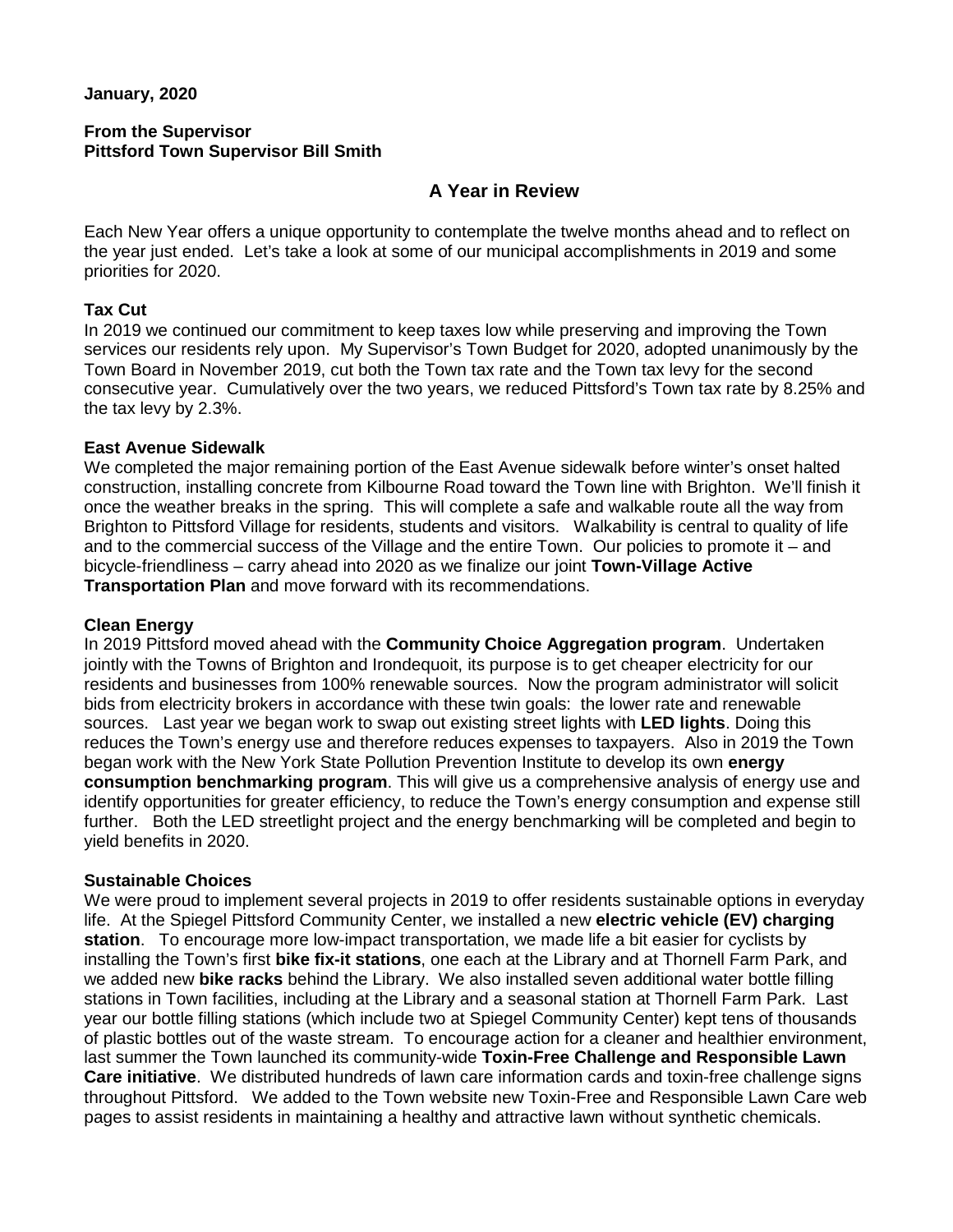**January, 2020**

**From the Supervisor**
**Pittsford Town Supervisor Bill Smith**

## A Year in Review

Each New Year offers a unique opportunity to contemplate the twelve months ahead and to reflect on the year just ended. Let's take a look at some of our municipal accomplishments in 2019 and some priorities for 2020.

**Tax Cut**
In 2019 we continued our commitment to keep taxes low while preserving and improving the Town services our residents rely upon. My Supervisor's Town Budget for 2020, adopted unanimously by the Town Board in November 2019, cut both the Town tax rate and the Town tax levy for the second consecutive year. Cumulatively over the two years, we reduced Pittsford's Town tax rate by 8.25% and the tax levy by 2.3%.

**East Avenue Sidewalk**
We completed the major remaining portion of the East Avenue sidewalk before winter's onset halted construction, installing concrete from Kilbourne Road toward the Town line with Brighton. We'll finish it once the weather breaks in the spring. This will complete a safe and walkable route all the way from Brighton to Pittsford Village for residents, students and visitors. Walkability is central to quality of life and to the commercial success of the Village and the entire Town. Our policies to promote it – and bicycle-friendliness – carry ahead into 2020 as we finalize our joint **Town-Village Active Transportation Plan** and move forward with its recommendations.

**Clean Energy**
In 2019 Pittsford moved ahead with the **Community Choice Aggregation program**. Undertaken jointly with the Towns of Brighton and Irondequoit, its purpose is to get cheaper electricity for our residents and businesses from 100% renewable sources. Now the program administrator will solicit bids from electricity brokers in accordance with these twin goals: the lower rate and renewable sources. Last year we began work to swap out existing street lights with **LED lights**. Doing this reduces the Town's energy use and therefore reduces expenses to taxpayers. Also in 2019 the Town began work with the New York State Pollution Prevention Institute to develop its own **energy consumption benchmarking program**. This will give us a comprehensive analysis of energy use and identify opportunities for greater efficiency, to reduce the Town's energy consumption and expense still further. Both the LED streetlight project and the energy benchmarking will be completed and begin to yield benefits in 2020.

**Sustainable Choices**
We were proud to implement several projects in 2019 to offer residents sustainable options in everyday life. At the Spiegel Pittsford Community Center, we installed a new **electric vehicle (EV) charging station**. To encourage more low-impact transportation, we made life a bit easier for cyclists by installing the Town's first **bike fix-it stations**, one each at the Library and at Thornell Farm Park, and we added new **bike racks** behind the Library. We also installed seven additional water bottle filling stations in Town facilities, including at the Library and a seasonal station at Thornell Farm Park. Last year our bottle filling stations (which include two at Spiegel Community Center) kept tens of thousands of plastic bottles out of the waste stream. To encourage action for a cleaner and healthier environment, last summer the Town launched its community-wide **Toxin-Free Challenge and Responsible Lawn Care initiative**. We distributed hundreds of lawn care information cards and toxin-free challenge signs throughout Pittsford. We added to the Town website new Toxin-Free and Responsible Lawn Care web pages to assist residents in maintaining a healthy and attractive lawn without synthetic chemicals.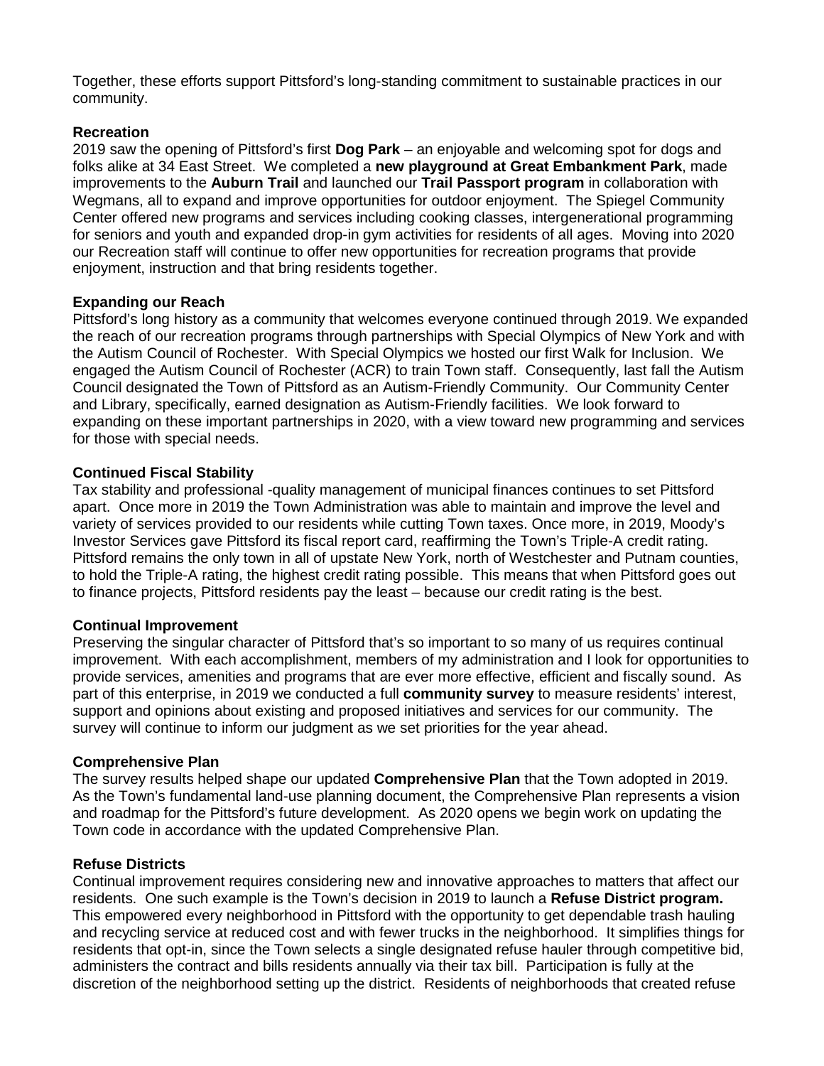Together, these efforts support Pittsford's long-standing commitment to sustainable practices in our community.

**Recreation**

2019 saw the opening of Pittsford's first **Dog Park** – an enjoyable and welcoming spot for dogs and folks alike at 34 East Street. We completed a **new playground at Great Embankment Park**, made improvements to the **Auburn Trail** and launched our **Trail Passport program** in collaboration with Wegmans, all to expand and improve opportunities for outdoor enjoyment. The Spiegel Community Center offered new programs and services including cooking classes, intergenerational programming for seniors and youth and expanded drop-in gym activities for residents of all ages. Moving into 2020 our Recreation staff will continue to offer new opportunities for recreation programs that provide enjoyment, instruction and that bring residents together.

**Expanding our Reach**

Pittsford's long history as a community that welcomes everyone continued through 2019. We expanded the reach of our recreation programs through partnerships with Special Olympics of New York and with the Autism Council of Rochester. With Special Olympics we hosted our first Walk for Inclusion. We engaged the Autism Council of Rochester (ACR) to train Town staff. Consequently, last fall the Autism Council designated the Town of Pittsford as an Autism-Friendly Community. Our Community Center and Library, specifically, earned designation as Autism-Friendly facilities. We look forward to expanding on these important partnerships in 2020, with a view toward new programming and services for those with special needs.

**Continued Fiscal Stability**

Tax stability and professional -quality management of municipal finances continues to set Pittsford apart. Once more in 2019 the Town Administration was able to maintain and improve the level and variety of services provided to our residents while cutting Town taxes. Once more, in 2019, Moody's Investor Services gave Pittsford its fiscal report card, reaffirming the Town's Triple-A credit rating. Pittsford remains the only town in all of upstate New York, north of Westchester and Putnam counties, to hold the Triple-A rating, the highest credit rating possible. This means that when Pittsford goes out to finance projects, Pittsford residents pay the least – because our credit rating is the best.

**Continual Improvement**

Preserving the singular character of Pittsford that's so important to so many of us requires continual improvement. With each accomplishment, members of my administration and I look for opportunities to provide services, amenities and programs that are ever more effective, efficient and fiscally sound. As part of this enterprise, in 2019 we conducted a full **community survey** to measure residents' interest, support and opinions about existing and proposed initiatives and services for our community. The survey will continue to inform our judgment as we set priorities for the year ahead.

**Comprehensive Plan**

The survey results helped shape our updated **Comprehensive Plan** that the Town adopted in 2019. As the Town's fundamental land-use planning document, the Comprehensive Plan represents a vision and roadmap for the Pittsford's future development. As 2020 opens we begin work on updating the Town code in accordance with the updated Comprehensive Plan.

**Refuse Districts**

Continual improvement requires considering new and innovative approaches to matters that affect our residents. One such example is the Town's decision in 2019 to launch a **Refuse District program.** This empowered every neighborhood in Pittsford with the opportunity to get dependable trash hauling and recycling service at reduced cost and with fewer trucks in the neighborhood. It simplifies things for residents that opt-in, since the Town selects a single designated refuse hauler through competitive bid, administers the contract and bills residents annually via their tax bill. Participation is fully at the discretion of the neighborhood setting up the district. Residents of neighborhoods that created refuse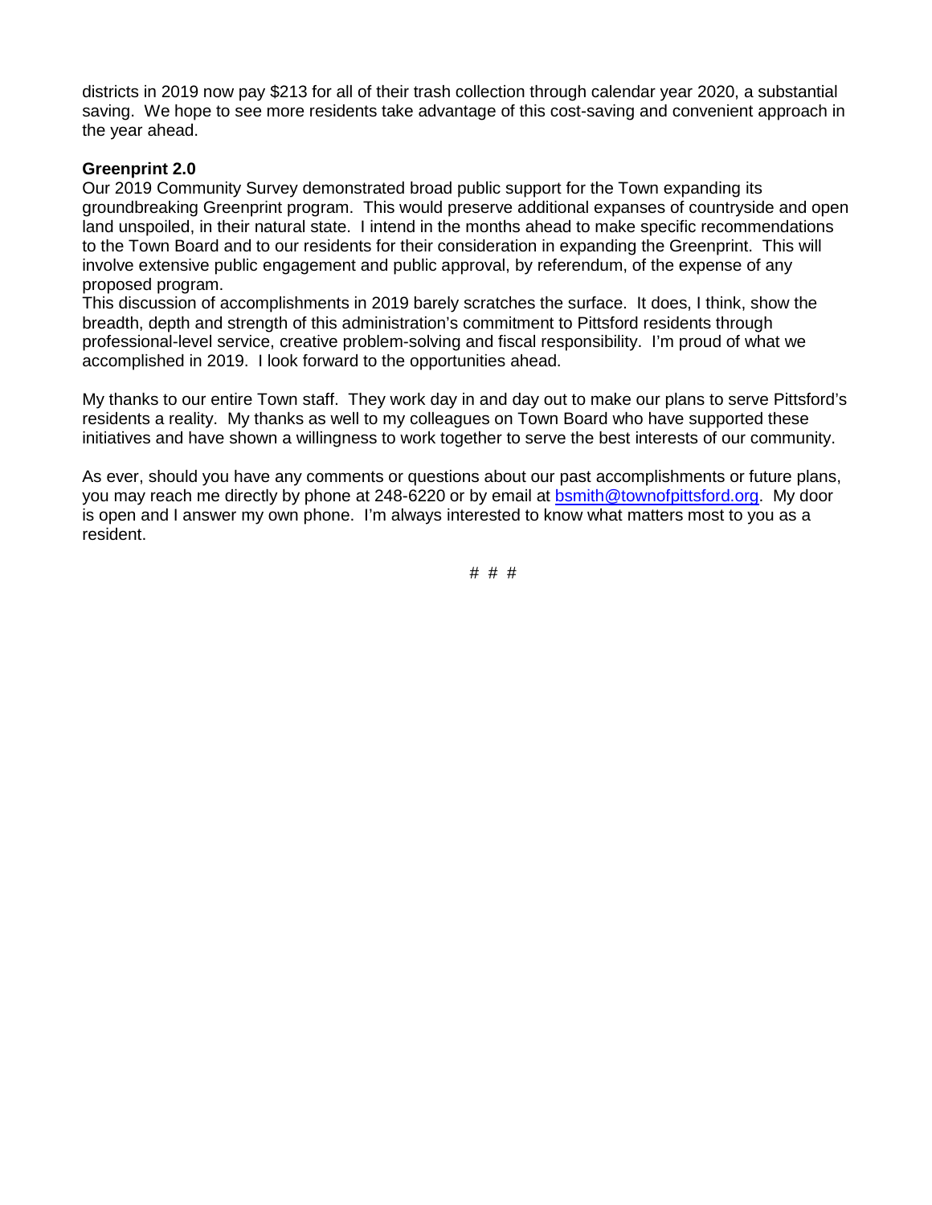districts in 2019 now pay $213 for all of their trash collection through calendar year 2020, a substantial saving. We hope to see more residents take advantage of this cost-saving and convenient approach in the year ahead.

**Greenprint 2.0**

Our 2019 Community Survey demonstrated broad public support for the Town expanding its groundbreaking Greenprint program. This would preserve additional expanses of countryside and open land unspoiled, in their natural state. I intend in the months ahead to make specific recommendations to the Town Board and to our residents for their consideration in expanding the Greenprint. This will involve extensive public engagement and public approval, by referendum, of the expense of any proposed program.

This discussion of accomplishments in 2019 barely scratches the surface. It does, I think, show the breadth, depth and strength of this administration's commitment to Pittsford residents through professional-level service, creative problem-solving and fiscal responsibility. I'm proud of what we accomplished in 2019. I look forward to the opportunities ahead.

My thanks to our entire Town staff. They work day in and day out to make our plans to serve Pittsford's residents a reality. My thanks as well to my colleagues on Town Board who have supported these initiatives and have shown a willingness to work together to serve the best interests of our community.

As ever, should you have any comments or questions about our past accomplishments or future plans, you may reach me directly by phone at 248-6220 or by email at bsmith@townofpittsford.org. My door is open and I answer my own phone. I'm always interested to know what matters most to you as a resident.

# # #